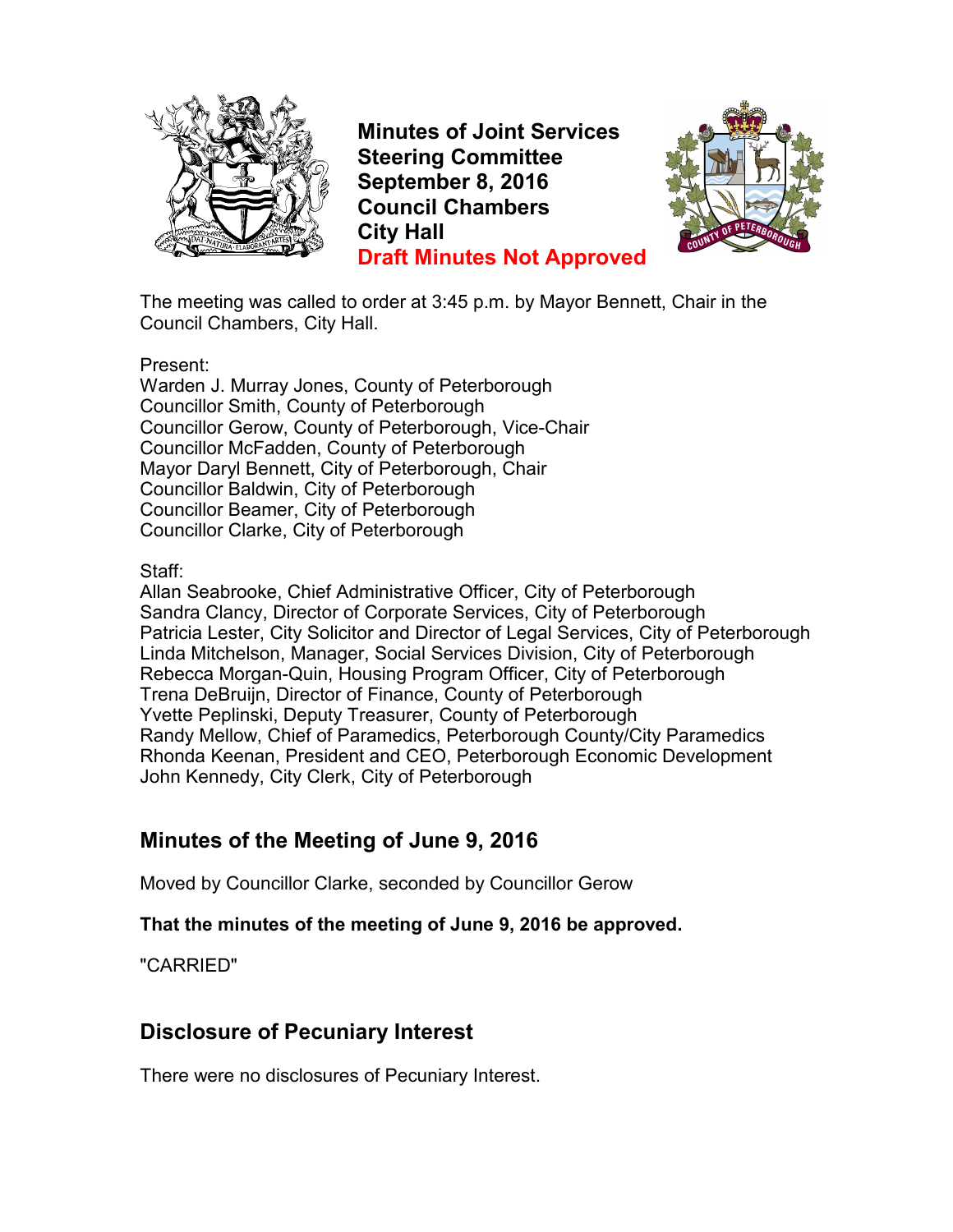# Minutes of Joint Services Steering Committee
# September 8, 2016
# Council Chambers
# City Hall
# Draft Minutes Not Approved

The meeting was called to order at 3:45 p.m. by Mayor Bennett, Chair in the Council Chambers, City Hall.

Present:
Warden J. Murray Jones, County of Peterborough
Councillor Smith, County of Peterborough
Councillor Gerow, County of Peterborough, Vice-Chair
Councillor McFadden, County of Peterborough
Mayor Daryl Bennett, City of Peterborough, Chair
Councillor Baldwin, City of Peterborough
Councillor Beamer, City of Peterborough
Councillor Clarke, City of Peterborough

Staff:
Allan Seabrooke, Chief Administrative Officer, City of Peterborough
Sandra Clancy, Director of Corporate Services, City of Peterborough
Patricia Lester, City Solicitor and Director of Legal Services, City of Peterborough
Linda Mitchelson, Manager, Social Services Division, City of Peterborough
Rebecca Morgan-Quin, Housing Program Officer, City of Peterborough
Trena DeBruijn, Director of Finance, County of Peterborough
Yvette Peplinski, Deputy Treasurer, County of Peterborough
Randy Mellow, Chief of Paramedics, Peterborough County/City Paramedics
Rhonda Keenan, President and CEO, Peterborough Economic Development
John Kennedy, City Clerk, City of Peterborough

## Minutes of the Meeting of June 9, 2016

Moved by Councillor Clarke, seconded by Councillor Gerow

**That the minutes of the meeting of June 9, 2016 be approved.**

"CARRIED"

## Disclosure of Pecuniary Interest

There were no disclosures of Pecuniary Interest.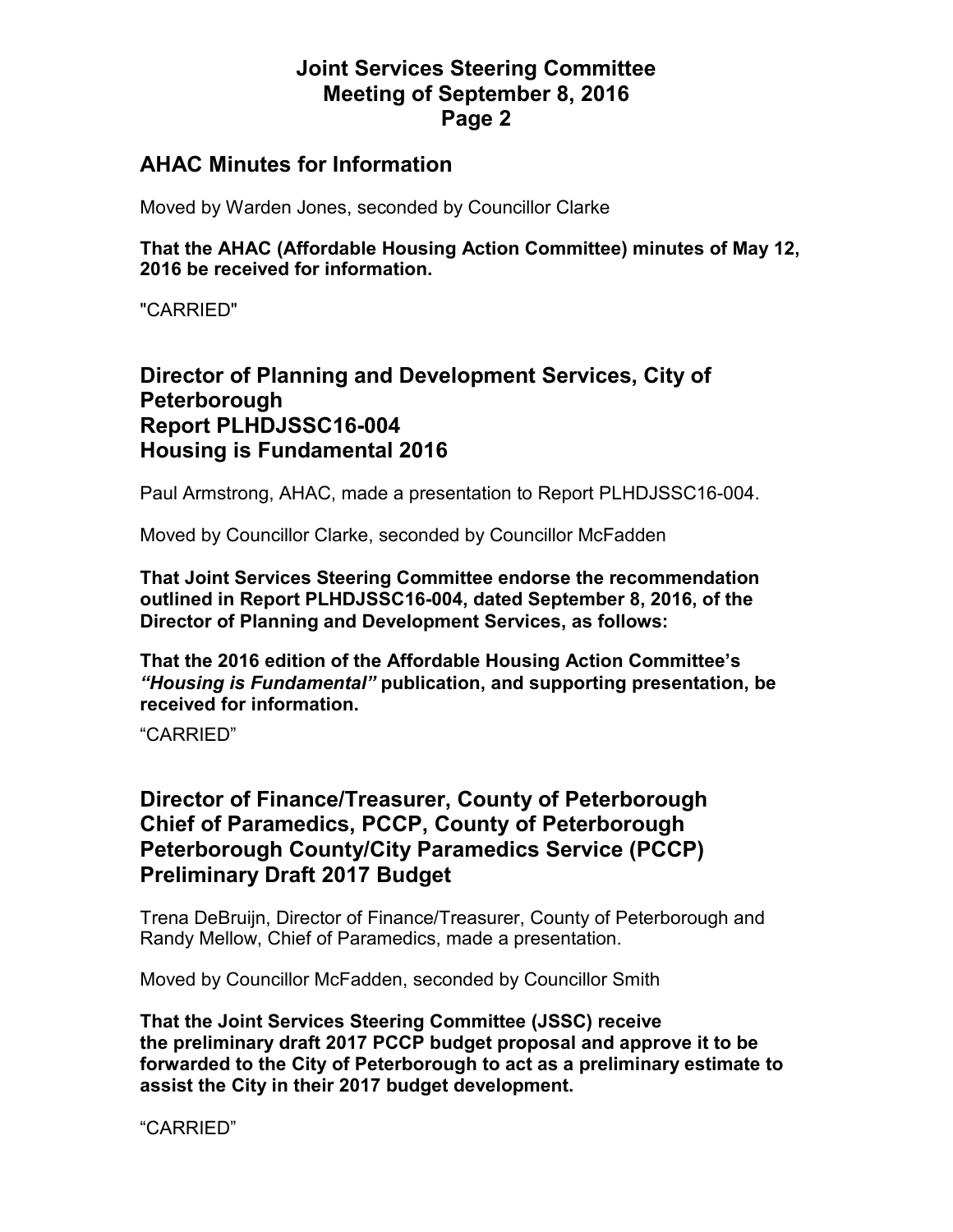## AHAC Minutes for Information

Moved by Warden Jones, seconded by Councillor Clarke

**That the AHAC (Affordable Housing Action Committee) minutes of May 12, 2016 be received for information.**

"CARRIED"

## Director of Planning and Development Services, City of Peterborough
## Report PLHDJSSC16-004
## Housing is Fundamental 2016

Paul Armstrong, AHAC, made a presentation to Report PLHDJSSC16-004.

Moved by Councillor Clarke, seconded by Councillor McFadden

**That Joint Services Steering Committee endorse the recommendation outlined in Report PLHDJSSC16-004, dated September 8, 2016, of the Director of Planning and Development Services, as follows:**

**That the 2016 edition of the Affordable Housing Action Committee's *"Housing is Fundamental"* publication, and supporting presentation, be received for information.**

"CARRIED"

## Director of Finance/Treasurer, County of Peterborough
## Chief of Paramedics, PCCP, County of Peterborough
## Peterborough County/City Paramedics Service (PCCP)
## Preliminary Draft 2017 Budget

Trena DeBruijn, Director of Finance/Treasurer, County of Peterborough and Randy Mellow, Chief of Paramedics, made a presentation.

Moved by Councillor McFadden, seconded by Councillor Smith

**That the Joint Services Steering Committee (JSSC) receive the preliminary draft 2017 PCCP budget proposal and approve it to be forwarded to the City of Peterborough to act as a preliminary estimate to assist the City in their 2017 budget development.**

"CARRIED"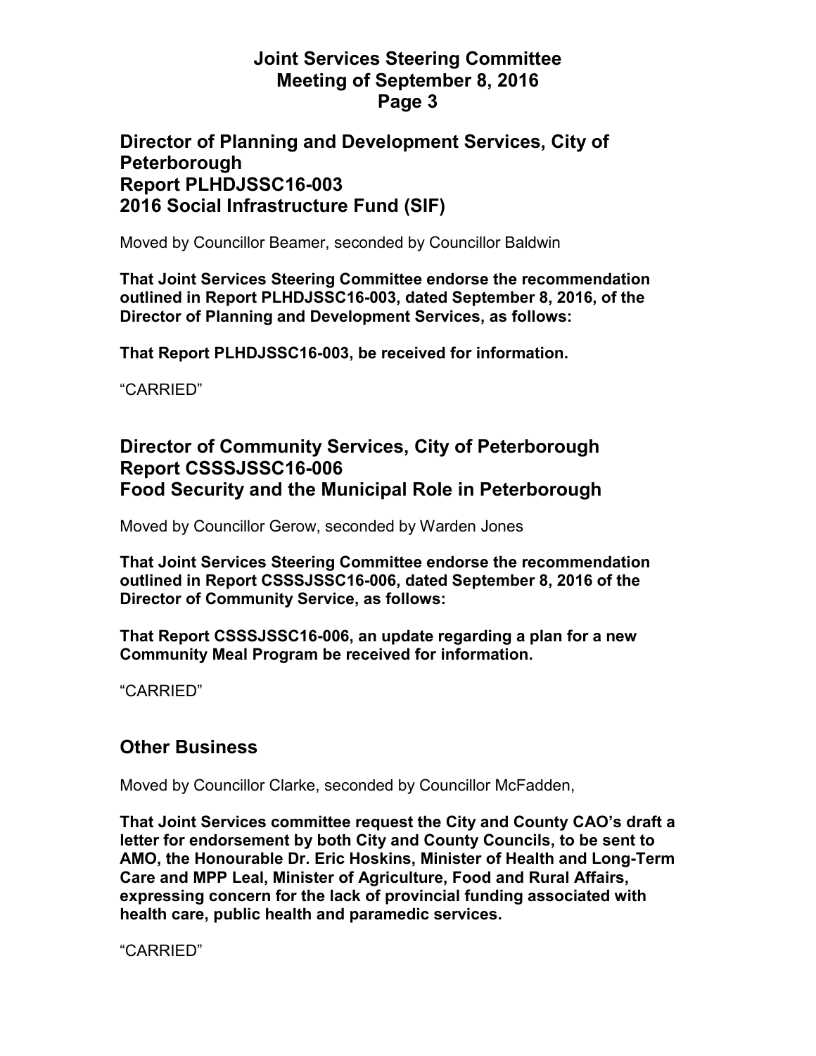## Director of Planning and Development Services, City of Peterborough
## Report PLHDJSSC16-003
## 2016 Social Infrastructure Fund (SIF)

Moved by Councillor Beamer, seconded by Councillor Baldwin

**That Joint Services Steering Committee endorse the recommendation outlined in Report PLHDJSSC16-003, dated September 8, 2016, of the Director of Planning and Development Services, as follows:**

**That Report PLHDJSSC16-003, be received for information.**

"CARRIED"

## Director of Community Services, City of Peterborough
## Report CSSSJSSC16-006
## Food Security and the Municipal Role in Peterborough

Moved by Councillor Gerow, seconded by Warden Jones

**That Joint Services Steering Committee endorse the recommendation outlined in Report CSSSJSSC16-006, dated September 8, 2016 of the Director of Community Service, as follows:**

**That Report CSSSJSSC16-006, an update regarding a plan for a new Community Meal Program be received for information.**

"CARRIED"

## Other Business

Moved by Councillor Clarke, seconded by Councillor McFadden,

**That Joint Services committee request the City and County CAO's draft a letter for endorsement by both City and County Councils, to be sent to AMO, the Honourable Dr. Eric Hoskins, Minister of Health and Long-Term Care and MPP Leal, Minister of Agriculture, Food and Rural Affairs, expressing concern for the lack of provincial funding associated with health care, public health and paramedic services.**

"CARRIED"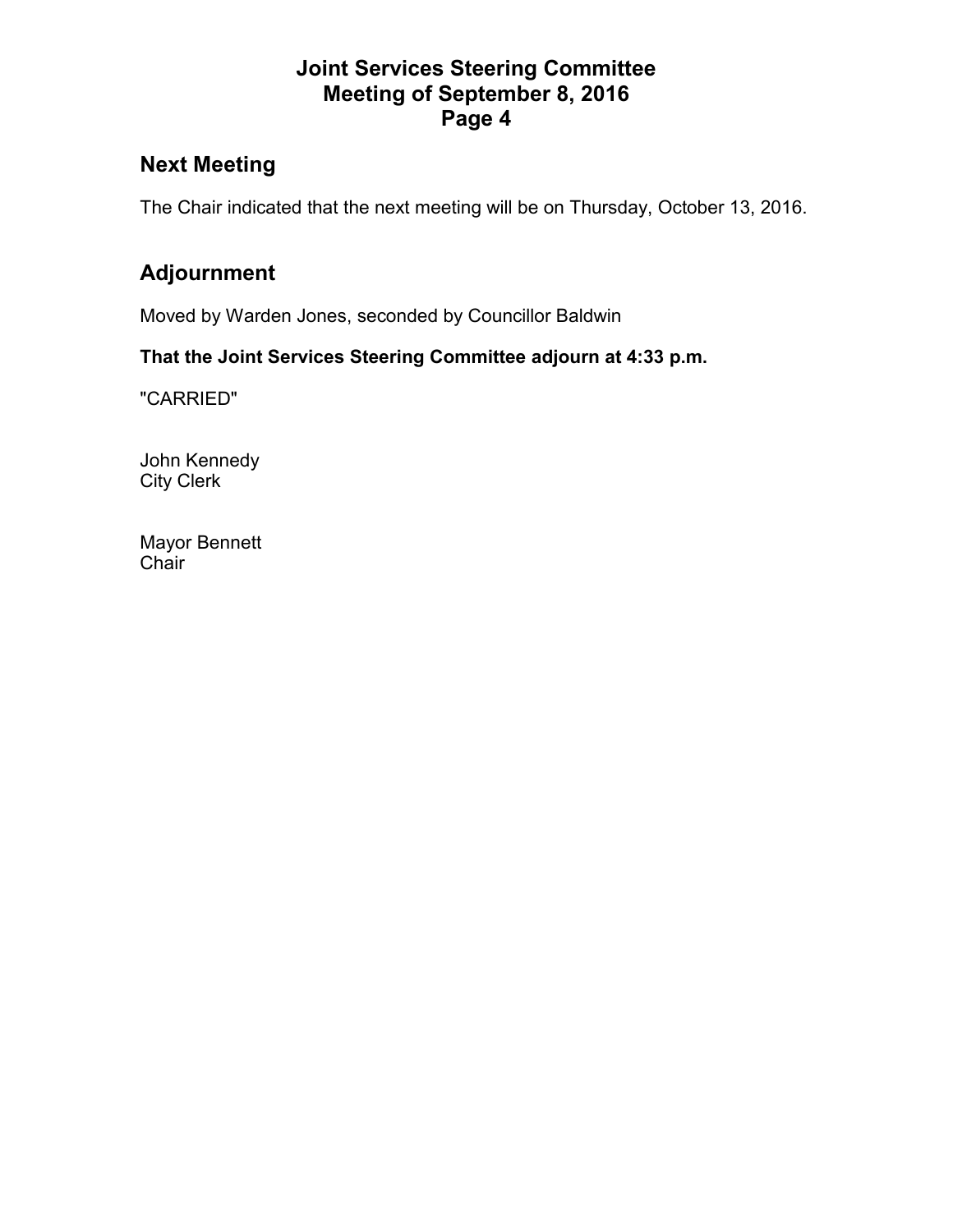## Next Meeting

The Chair indicated that the next meeting will be on Thursday, October 13, 2016.

## Adjournment

Moved by Warden Jones, seconded by Councillor Baldwin

**That the Joint Services Steering Committee adjourn at 4:33 p.m.**

"CARRIED"

John Kennedy
City Clerk

Mayor Bennett
Chair